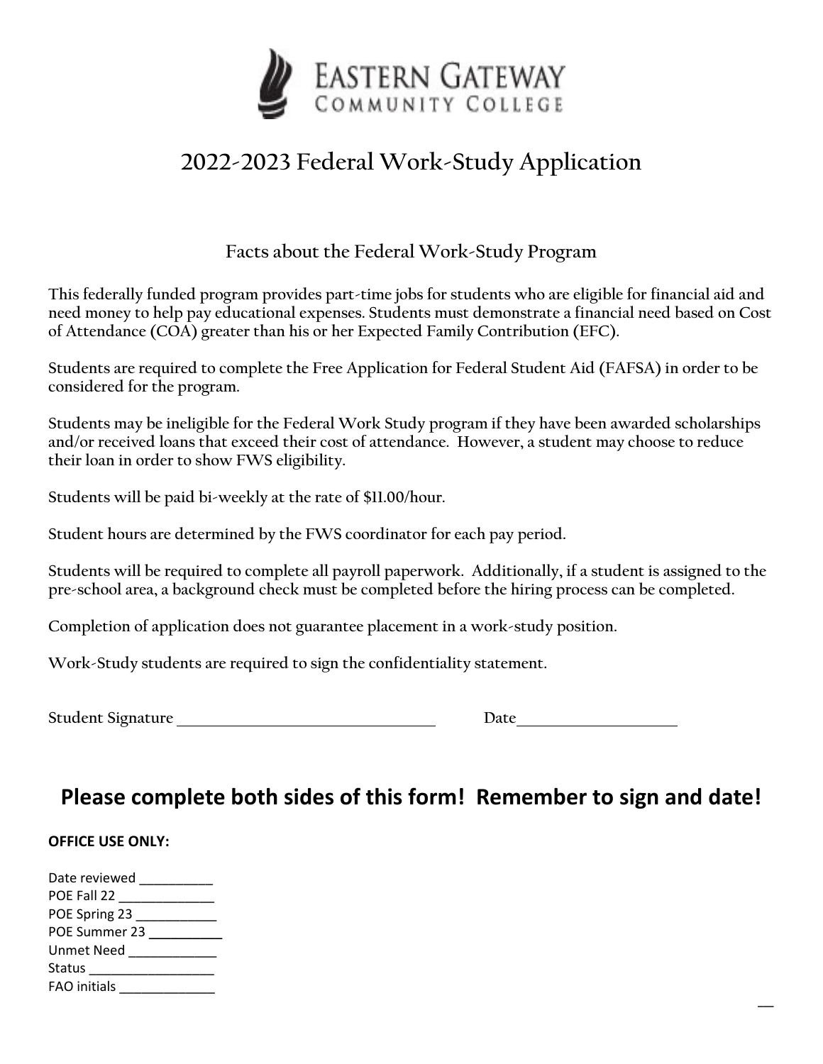Eastern Gateway Community College

# 2022-2023 Federal Work-Study Application

## Facts about the Federal Work-Study Program

This federally funded program provides part-time jobs for students who are eligible for financial aid and need money to help pay educational expenses. Students must demonstrate a financial need based on Cost of Attendance (COA) greater than his or her Expected Family Contribution (EFC).

Students are required to complete the Free Application for Federal Student Aid (FAFSA) in order to be considered for the program.

Students may be ineligible for the Federal Work Study program if they have been awarded scholarships and/or received loans that exceed their cost of attendance. However, a student may choose to reduce their loan in order to show FWS eligibility.

Students will be paid bi-weekly at the rate of $11.00/hour.

Student hours are determined by the FWS coordinator for each pay period.

Students will be required to complete all payroll paperwork. Additionally, if a student is assigned to the pre-school area, a background check must be completed before the hiring process can be completed.

Completion of application does not guarantee placement in a work-study position.

Work-Study students are required to sign the confidentiality statement.

Student Signature ______________________________ Date____________________

## Please complete both sides of this form! Remember to sign and date!

**OFFICE USE ONLY:**

Date reviewed __________
POE Fall 22 _____________
POE Spring 23 ___________
POE Summer 23 __________
Unmet Need ____________
Status _________________
FAO initials _____________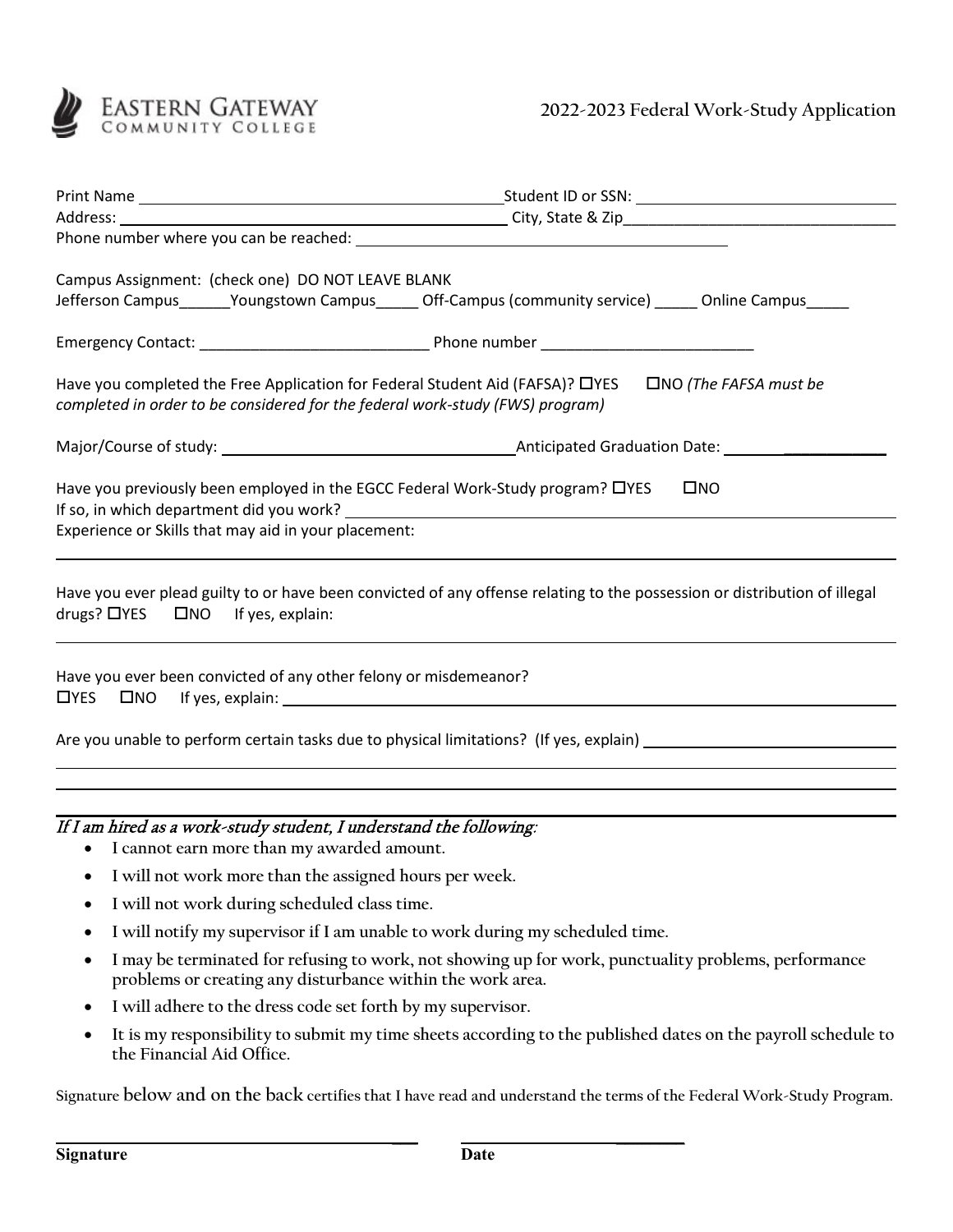Eastern Gateway Community College

## 2022-2023 Federal Work-Study Application

Print Name ______________________________ Student ID or SSN: ______________________________

Address: ______________________________ City, State & Zip______________________________

Phone number where you can be reached: ______________________________

Campus Assignment: (check one) DO NOT LEAVE BLANK

Jefferson Campus______Youngstown Campus_____ Off-Campus (community service) _____ Online Campus_____

Emergency Contact: ___________________________ Phone number _________________________

Have you completed the Free Application for Federal Student Aid (FAFSA)? ☐YES ☐NO *(The FAFSA must be completed in order to be considered for the federal work-study (FWS) program)*

Major/Course of study: ______________________________ Anticipated Graduation Date: ____________

Have you previously been employed in the EGCC Federal Work-Study program? ☐YES ☐NO

If so, in which department did you work? ______________________________

Experience or Skills that may aid in your placement:

______________________________

Have you ever plead guilty to or have been convicted of any offense relating to the possession or distribution of illegal drugs? ☐YES ☐NO If yes, explain:

______________________________

Have you ever been convicted of any other felony or misdemeanor?

☐YES ☐NO If yes, explain: ______________________________

Are you unable to perform certain tasks due to physical limitations? (If yes, explain) ______________________________

______________________________

______________________________

*If I am hired as a work-study student, I understand the following:*

- I cannot earn more than my awarded amount.
- I will not work more than the assigned hours per week.
- I will not work during scheduled class time.
- I will notify my supervisor if I am unable to work during my scheduled time.
- I may be terminated for refusing to work, not showing up for work, punctuality problems, performance problems or creating any disturbance within the work area.
- I will adhere to the dress code set forth by my supervisor.
- It is my responsibility to submit my time sheets according to the published dates on the payroll schedule to the Financial Aid Office.

Signature below and on the back certifies that I have read and understand the terms of the Federal Work-Study Program.

______________________________ ______________________________

**Signature** **Date**